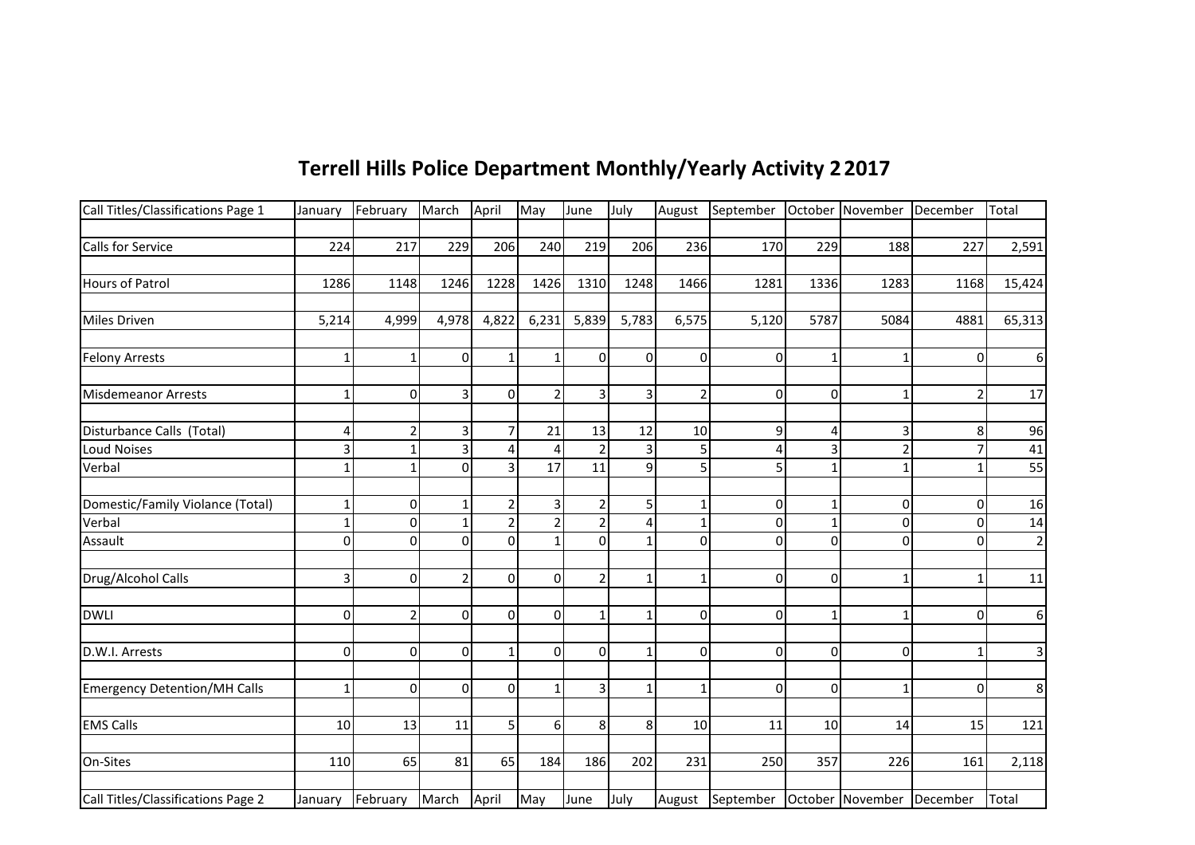# Terrell Hills Police Department Monthly/Yearly Activity 2 2017

| Call Titles/Classifications Page 1 | January | February | March | April | May | June | July | August | September | October | November | December | Total |
|---|---|---|---|---|---|---|---|---|---|---|---|---|---|
| Calls for Service | 224 | 217 | 229 | 206 | 240 | 219 | 206 | 236 | 170 | 229 | 188 | 227 | 2,591 |
| Hours of Patrol | 1286 | 1148 | 1246 | 1228 | 1426 | 1310 | 1248 | 1466 | 1281 | 1336 | 1283 | 1168 | 15,424 |
| Miles Driven | 5,214 | 4,999 | 4,978 | 4,822 | 6,231 | 5,839 | 5,783 | 6,575 | 5,120 | 5787 | 5084 | 4881 | 65,313 |
| Felony Arrests | 1 | 1 | 0 | 1 | 1 | 0 | 0 | 0 | 0 | 1 | 1 | 0 | 6 |
| Misdemeanor Arrests | 1 | 0 | 3 | 0 | 2 | 3 | 3 | 2 | 0 | 0 | 1 | 2 | 17 |
| Disturbance Calls (Total) | 4 | 2 | 3 | 7 | 21 | 13 | 12 | 10 | 9 | 4 | 3 | 8 | 96 |
| Loud Noises | 3 | 1 | 3 | 4 | 4 | 2 | 3 | 5 | 4 | 3 | 2 | 7 | 41 |
| Verbal | 1 | 1 | 0 | 3 | 17 | 11 | 9 | 5 | 5 | 1 | 1 | 1 | 55 |
| Domestic/Family Violance (Total) | 1 | 0 | 1 | 2 | 3 | 2 | 5 | 1 | 0 | 1 | 0 | 0 | 16 |
| Verbal | 1 | 0 | 1 | 2 | 2 | 2 | 4 | 1 | 0 | 1 | 0 | 0 | 14 |
| Assault | 0 | 0 | 0 | 0 | 1 | 0 | 1 | 0 | 0 | 0 | 0 | 0 | 2 |
| Drug/Alcohol Calls | 3 | 0 | 2 | 0 | 0 | 2 | 1 | 1 | 0 | 0 | 1 | 1 | 11 |
| DWLI | 0 | 2 | 0 | 0 | 0 | 1 | 1 | 0 | 0 | 1 | 1 | 0 | 6 |
| D.W.I. Arrests | 0 | 0 | 0 | 1 | 0 | 0 | 1 | 0 | 0 | 0 | 0 | 1 | 3 |
| Emergency Detention/MH Calls | 1 | 0 | 0 | 0 | 1 | 3 | 1 | 1 | 0 | 0 | 1 | 0 | 8 |
| EMS Calls | 10 | 13 | 11 | 5 | 6 | 8 | 8 | 10 | 11 | 10 | 14 | 15 | 121 |
| On-Sites | 110 | 65 | 81 | 65 | 184 | 186 | 202 | 231 | 250 | 357 | 226 | 161 | 2,118 |
| Call Titles/Classifications Page 2 | January | February | March | April | May | June | July | August | September | October | November | December | Total |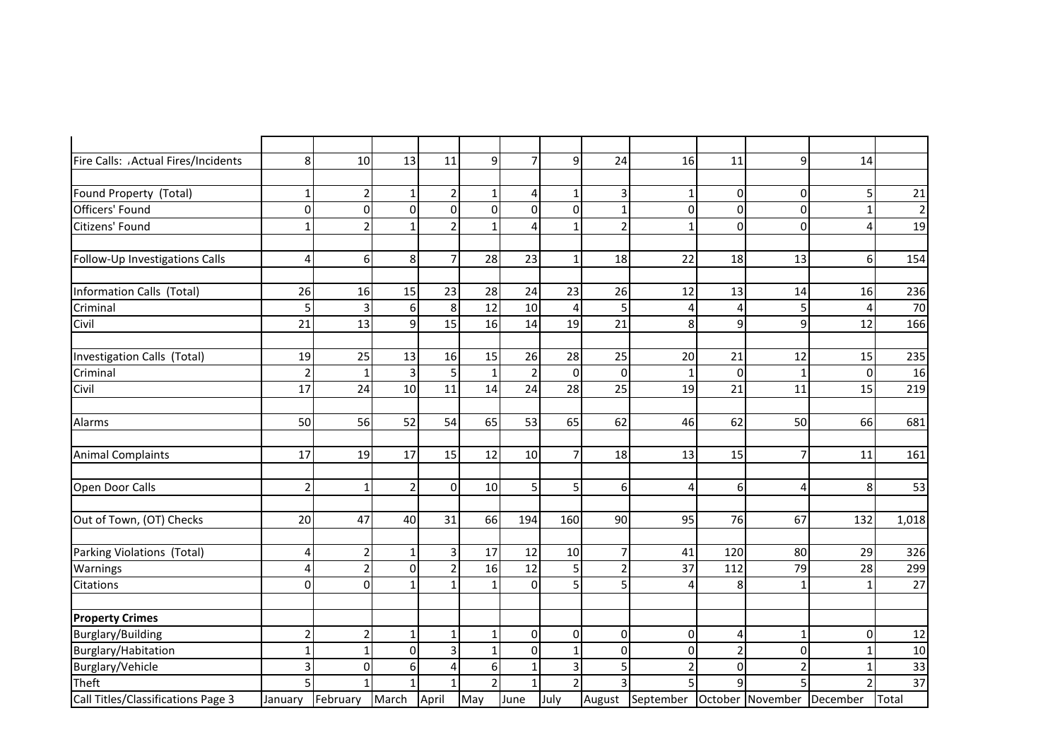| Call Titles/Classifications Page 3 | January | February | March | April | May | June | July | August | September | October | November | December | Total |
|---|---|---|---|---|---|---|---|---|---|---|---|---|---|
| | | | | | | | | | | | | | |
| Fire Calls: Actual Fires/Incidents | 8 | 10 | 13 | 11 | 9 | 7 | 9 | 24 | 16 | 11 | 9 | 14 | |
| | | | | | | | | | | | | | |
| Found Property (Total) | 1 | 2 | 1 | 2 | 1 | 4 | 1 | 3 | 1 | 0 | 0 | 5 | 21 |
| Officers' Found | 0 | 0 | 0 | 0 | 0 | 0 | 0 | 1 | 0 | 0 | 0 | 1 | 2 |
| Citizens' Found | 1 | 2 | 1 | 2 | 1 | 4 | 1 | 2 | 1 | 0 | 0 | 4 | 19 |
| | | | | | | | | | | | | | |
| Follow-Up Investigations Calls | 4 | 6 | 8 | 7 | 28 | 23 | 1 | 18 | 22 | 18 | 13 | 6 | 154 |
| | | | | | | | | | | | | | |
| Information Calls (Total) | 26 | 16 | 15 | 23 | 28 | 24 | 23 | 26 | 12 | 13 | 14 | 16 | 236 |
| Criminal | 5 | 3 | 6 | 8 | 12 | 10 | 4 | 5 | 4 | 4 | 5 | 4 | 70 |
| Civil | 21 | 13 | 9 | 15 | 16 | 14 | 19 | 21 | 8 | 9 | 9 | 12 | 166 |
| | | | | | | | | | | | | | |
| Investigation Calls (Total) | 19 | 25 | 13 | 16 | 15 | 26 | 28 | 25 | 20 | 21 | 12 | 15 | 235 |
| Criminal | 2 | 1 | 3 | 5 | 1 | 2 | 0 | 0 | 1 | 0 | 1 | 0 | 16 |
| Civil | 17 | 24 | 10 | 11 | 14 | 24 | 28 | 25 | 19 | 21 | 11 | 15 | 219 |
| | | | | | | | | | | | | | |
| Alarms | 50 | 56 | 52 | 54 | 65 | 53 | 65 | 62 | 46 | 62 | 50 | 66 | 681 |
| | | | | | | | | | | | | | |
| Animal Complaints | 17 | 19 | 17 | 15 | 12 | 10 | 7 | 18 | 13 | 15 | 7 | 11 | 161 |
| | | | | | | | | | | | | | |
| Open Door Calls | 2 | 1 | 2 | 0 | 10 | 5 | 5 | 6 | 4 | 6 | 4 | 8 | 53 |
| | | | | | | | | | | | | | |
| Out of Town, (OT) Checks | 20 | 47 | 40 | 31 | 66 | 194 | 160 | 90 | 95 | 76 | 67 | 132 | 1,018 |
| | | | | | | | | | | | | | |
| Parking Violations (Total) | 4 | 2 | 1 | 3 | 17 | 12 | 10 | 7 | 41 | 120 | 80 | 29 | 326 |
| Warnings | 4 | 2 | 0 | 2 | 16 | 12 | 5 | 2 | 37 | 112 | 79 | 28 | 299 |
| Citations | 0 | 0 | 1 | 1 | 1 | 0 | 5 | 5 | 4 | 8 | 1 | 1 | 27 |
| | | | | | | | | | | | | | |
| **Property Crimes** | | | | | | | | | | | | | |
| Burglary/Building | 2 | 2 | 1 | 1 | 1 | 0 | 0 | 0 | 0 | 4 | 1 | 0 | 12 |
| Burglary/Habitation | 1 | 1 | 0 | 3 | 1 | 0 | 1 | 0 | 0 | 2 | 0 | 1 | 10 |
| Burglary/Vehicle | 3 | 0 | 6 | 4 | 6 | 1 | 3 | 5 | 2 | 0 | 2 | 1 | 33 |
| Theft | 5 | 1 | 1 | 1 | 2 | 1 | 2 | 3 | 5 | 9 | 5 | 2 | 37 |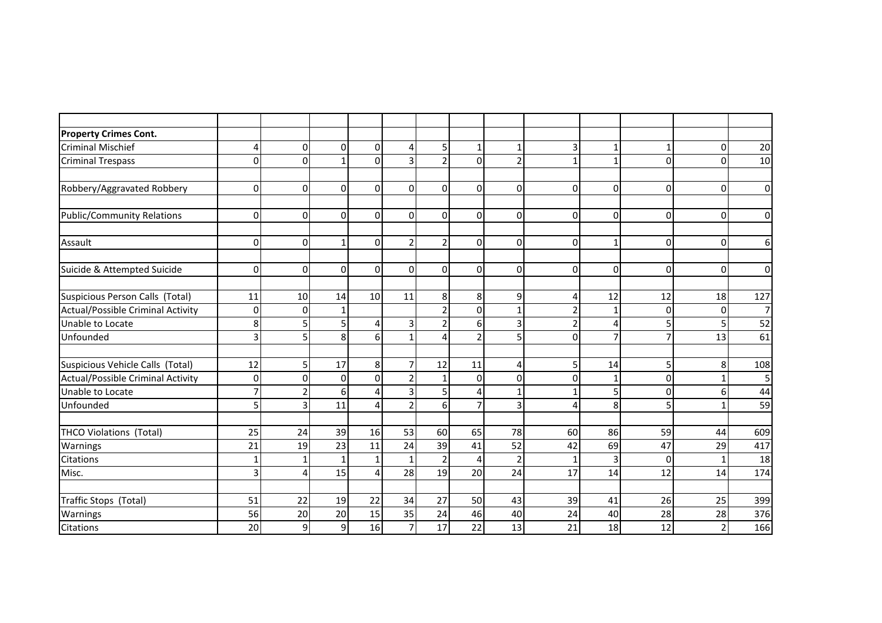| | | | | | | | | | | | | | |
|---|---|---|---|---|---|---|---|---|---|---|---|---|---|
| **Property Crimes Cont.** | | | | | | | | | | | | | |
| Criminal Mischief | 4 | 0 | 0 | 0 | 4 | 5 | 1 | 1 | 3 | 1 | 1 | 0 | 20 |
| Criminal Trespass | 0 | 0 | 1 | 0 | 3 | 2 | 0 | 2 | 1 | 1 | 0 | 0 | 10 |
| | | | | | | | | | | | | | |
| Robbery/Aggravated Robbery | 0 | 0 | 0 | 0 | 0 | 0 | 0 | 0 | 0 | 0 | 0 | 0 | 0 |
| | | | | | | | | | | | | | |
| Public/Community Relations | 0 | 0 | 0 | 0 | 0 | 0 | 0 | 0 | 0 | 0 | 0 | 0 | 0 |
| | | | | | | | | | | | | | |
| Assault | 0 | 0 | 1 | 0 | 2 | 2 | 0 | 0 | 0 | 1 | 0 | 0 | 6 |
| | | | | | | | | | | | | | |
| Suicide & Attempted Suicide | 0 | 0 | 0 | 0 | 0 | 0 | 0 | 0 | 0 | 0 | 0 | 0 | 0 |
| | | | | | | | | | | | | | |
| Suspicious Person Calls (Total) | 11 | 10 | 14 | 10 | 11 | 8 | 8 | 9 | 4 | 12 | 12 | 18 | 127 |
| Actual/Possible Criminal Activity | 0 | 0 | 1 | | | 2 | 0 | 1 | 2 | 1 | 0 | 0 | 7 |
| Unable to Locate | 8 | 5 | 5 | 4 | 3 | 2 | 6 | 3 | 2 | 4 | 5 | 5 | 52 |
| Unfounded | 3 | 5 | 8 | 6 | 1 | 4 | 2 | 5 | 0 | 7 | 7 | 13 | 61 |
| | | | | | | | | | | | | | |
| Suspicious Vehicle Calls (Total) | 12 | 5 | 17 | 8 | 7 | 12 | 11 | 4 | 5 | 14 | 5 | 8 | 108 |
| Actual/Possible Criminal Activity | 0 | 0 | 0 | 0 | 2 | 1 | 0 | 0 | 0 | 1 | 0 | 1 | 5 |
| Unable to Locate | 7 | 2 | 6 | 4 | 3 | 5 | 4 | 1 | 1 | 5 | 0 | 6 | 44 |
| Unfounded | 5 | 3 | 11 | 4 | 2 | 6 | 7 | 3 | 4 | 8 | 5 | 1 | 59 |
| | | | | | | | | | | | | | |
| THCO Violations (Total) | 25 | 24 | 39 | 16 | 53 | 60 | 65 | 78 | 60 | 86 | 59 | 44 | 609 |
| Warnings | 21 | 19 | 23 | 11 | 24 | 39 | 41 | 52 | 42 | 69 | 47 | 29 | 417 |
| Citations | 1 | 1 | 1 | 1 | 1 | 2 | 4 | 2 | 1 | 3 | 0 | 1 | 18 |
| Misc. | 3 | 4 | 15 | 4 | 28 | 19 | 20 | 24 | 17 | 14 | 12 | 14 | 174 |
| | | | | | | | | | | | | | |
| Traffic Stops (Total) | 51 | 22 | 19 | 22 | 34 | 27 | 50 | 43 | 39 | 41 | 26 | 25 | 399 |
| Warnings | 56 | 20 | 20 | 15 | 35 | 24 | 46 | 40 | 24 | 40 | 28 | 28 | 376 |
| Citations | 20 | 9 | 9 | 16 | 7 | 17 | 22 | 13 | 21 | 18 | 12 | 2 | 166 |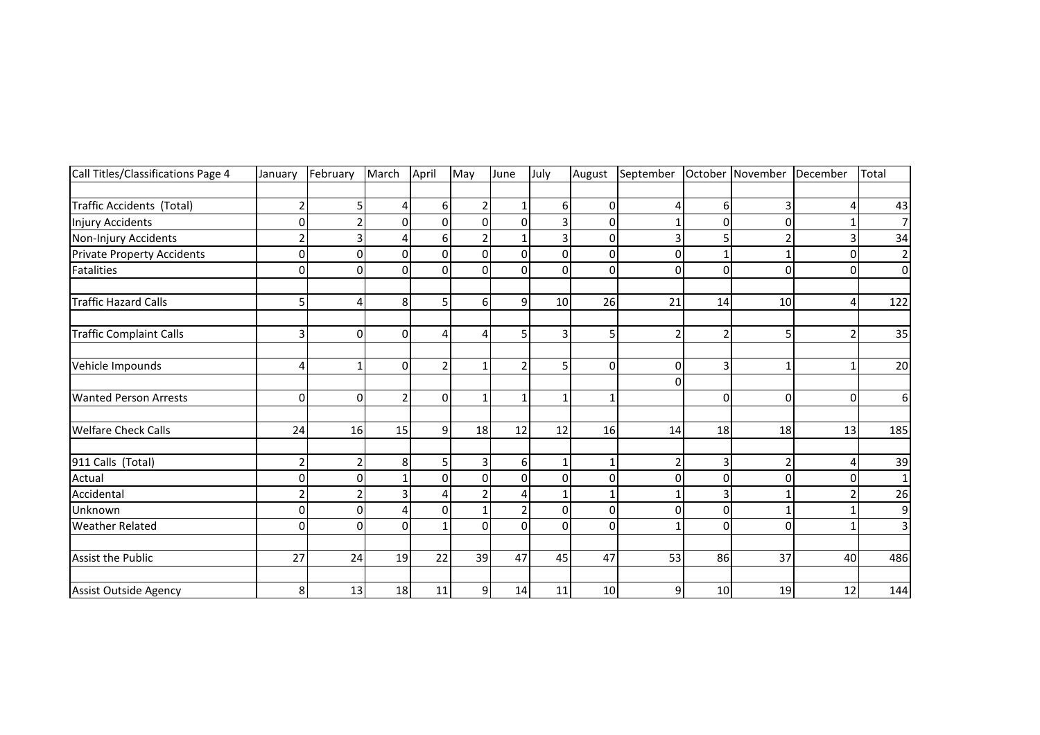| Call Titles/Classifications Page 4 | January | February | March | April | May | June | July | August | September | October | November | December | Total |
|---|---|---|---|---|---|---|---|---|---|---|---|---|---|
| Traffic Accidents (Total) | 2 | 5 | 4 | 6 | 2 | 1 | 6 | 0 | 4 | 6 | 3 | 4 | 43 |
| Injury Accidents | 0 | 2 | 0 | 0 | 0 | 0 | 3 | 0 | 1 | 0 | 0 | 1 | 7 |
| Non-Injury Accidents | 2 | 3 | 4 | 6 | 2 | 1 | 3 | 0 | 3 | 5 | 2 | 3 | 34 |
| Private Property Accidents | 0 | 0 | 0 | 0 | 0 | 0 | 0 | 0 | 0 | 1 | 1 | 0 | 2 |
| Fatalities | 0 | 0 | 0 | 0 | 0 | 0 | 0 | 0 | 0 | 0 | 0 | 0 | 0 |
| Traffic Hazard Calls | 5 | 4 | 8 | 5 | 6 | 9 | 10 | 26 | 21 | 14 | 10 | 4 | 122 |
| Traffic Complaint Calls | 3 | 0 | 0 | 4 | 4 | 5 | 3 | 5 | 2 | 2 | 5 | 2 | 35 |
| Vehicle Impounds | 4 | 1 | 0 | 2 | 1 | 2 | 5 | 0 | 0 | 3 | 1 | 1 | 20 |
| | | | | | | | | | 0 | | | | |
| Wanted Person Arrests | 0 | 0 | 2 | 0 | 1 | 1 | 1 | 1 | | 0 | 0 | 0 | 6 |
| Welfare Check Calls | 24 | 16 | 15 | 9 | 18 | 12 | 12 | 16 | 14 | 18 | 18 | 13 | 185 |
| 911 Calls (Total) | 2 | 2 | 8 | 5 | 3 | 6 | 1 | 1 | 2 | 3 | 2 | 4 | 39 |
| Actual | 0 | 0 | 1 | 0 | 0 | 0 | 0 | 0 | 0 | 0 | 0 | 0 | 1 |
| Accidental | 2 | 2 | 3 | 4 | 2 | 4 | 1 | 1 | 1 | 3 | 1 | 2 | 26 |
| Unknown | 0 | 0 | 4 | 0 | 1 | 2 | 0 | 0 | 0 | 0 | 1 | 1 | 9 |
| Weather Related | 0 | 0 | 0 | 1 | 0 | 0 | 0 | 0 | 1 | 0 | 0 | 1 | 3 |
| Assist the Public | 27 | 24 | 19 | 22 | 39 | 47 | 45 | 47 | 53 | 86 | 37 | 40 | 486 |
| Assist Outside Agency | 8 | 13 | 18 | 11 | 9 | 14 | 11 | 10 | 9 | 10 | 19 | 12 | 144 |